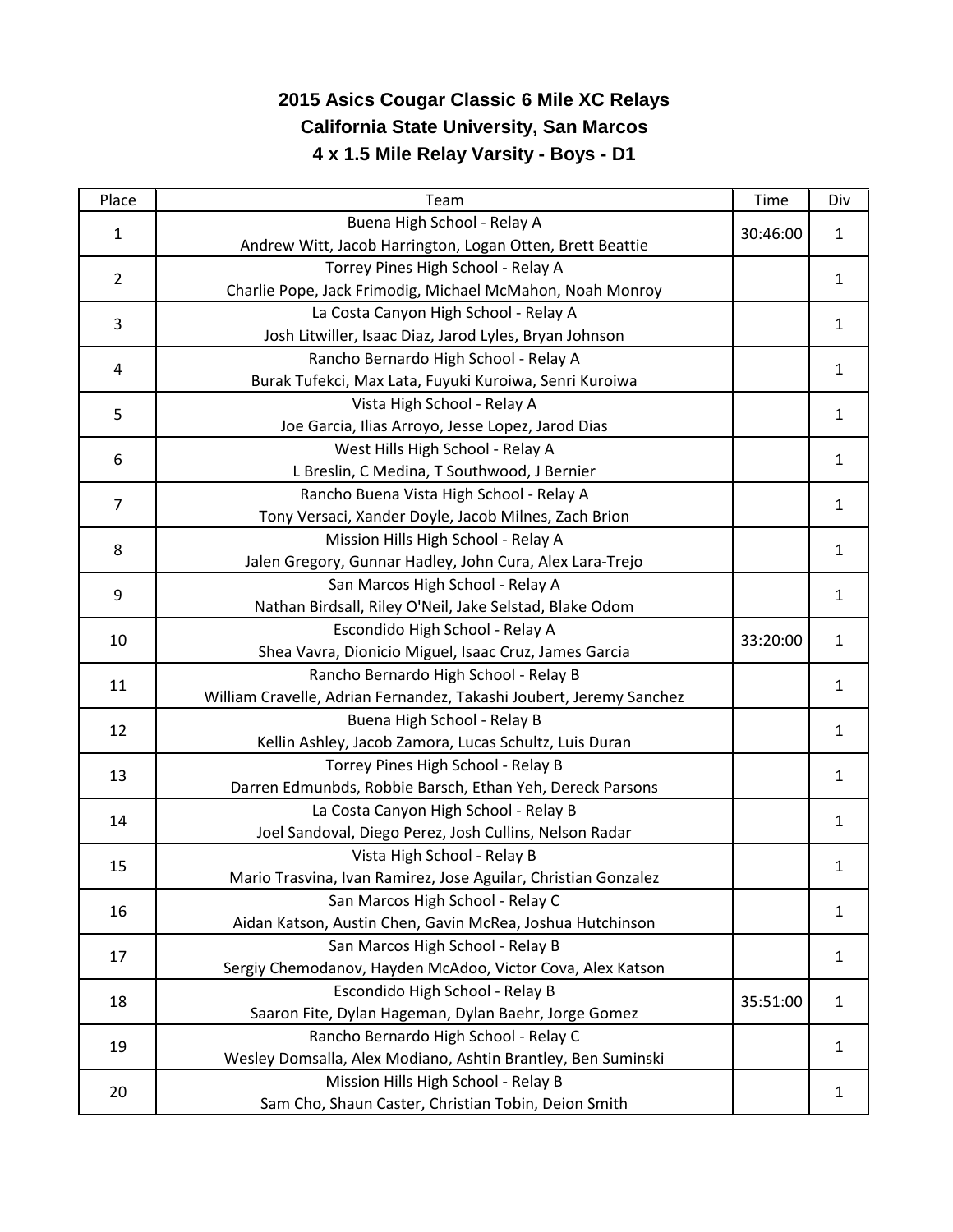# 2015 Asics Cougar Classic 6 Mile XC Relays

## California State University, San Marcos

### 4 x 1.5 Mile Relay Varsity - Boys - D1

| Place | Team | Time | Div |
|---|---|---|---|
| 1 | Buena High School - Relay A<br>Andrew Witt, Jacob Harrington, Logan Otten, Brett Beattie | 30:46:00 | 1 |
| 2 | Torrey Pines High School - Relay A<br>Charlie Pope, Jack Frimodig, Michael McMahon, Noah Monroy | | 1 |
| 3 | La Costa Canyon High School - Relay A<br>Josh Litwiller, Isaac Diaz, Jarod Lyles, Bryan Johnson | | 1 |
| 4 | Rancho Bernardo High School - Relay A<br>Burak Tufekci, Max Lata, Fuyuki Kuroiwa, Senri Kuroiwa | | 1 |
| 5 | Vista High School - Relay A<br>Joe Garcia, Ilias Arroyo, Jesse Lopez, Jarod Dias | | 1 |
| 6 | West Hills High School - Relay A<br>L Breslin, C Medina, T Southwood, J Bernier | | 1 |
| 7 | Rancho Buena Vista High School - Relay A<br>Tony Versaci, Xander Doyle, Jacob Milnes, Zach Brion | | 1 |
| 8 | Mission Hills High School - Relay A<br>Jalen Gregory, Gunnar Hadley, John Cura, Alex Lara-Trejo | | 1 |
| 9 | San Marcos High School - Relay A<br>Nathan Birdsall, Riley O'Neil, Jake Selstad, Blake Odom | | 1 |
| 10 | Escondido High School - Relay A<br>Shea Vavra, Dionicio Miguel, Isaac Cruz, James Garcia | 33:20:00 | 1 |
| 11 | Rancho Bernardo High School - Relay B<br>William Cravelle, Adrian Fernandez, Takashi Joubert, Jeremy Sanchez | | 1 |
| 12 | Buena High School - Relay B<br>Kellin Ashley, Jacob Zamora, Lucas Schultz, Luis Duran | | 1 |
| 13 | Torrey Pines High School - Relay B<br>Darren Edmunbds, Robbie Barsch, Ethan Yeh, Dereck Parsons | | 1 |
| 14 | La Costa Canyon High School - Relay B<br>Joel Sandoval, Diego Perez, Josh Cullins, Nelson Radar | | 1 |
| 15 | Vista High School - Relay B<br>Mario Trasvina, Ivan Ramirez, Jose Aguilar, Christian Gonzalez | | 1 |
| 16 | San Marcos High School - Relay C<br>Aidan Katson, Austin Chen, Gavin McRea, Joshua Hutchinson | | 1 |
| 17 | San Marcos High School - Relay B<br>Sergiy Chemodanov, Hayden McAdoo, Victor Cova, Alex Katson | | 1 |
| 18 | Escondido High School - Relay B<br>Saaron Fite, Dylan Hageman, Dylan Baehr, Jorge Gomez | 35:51:00 | 1 |
| 19 | Rancho Bernardo High School - Relay C<br>Wesley Domsalla, Alex Modiano, Ashtin Brantley, Ben Suminski | | 1 |
| 20 | Mission Hills High School - Relay B<br>Sam Cho, Shaun Caster, Christian Tobin, Deion Smith | | 1 |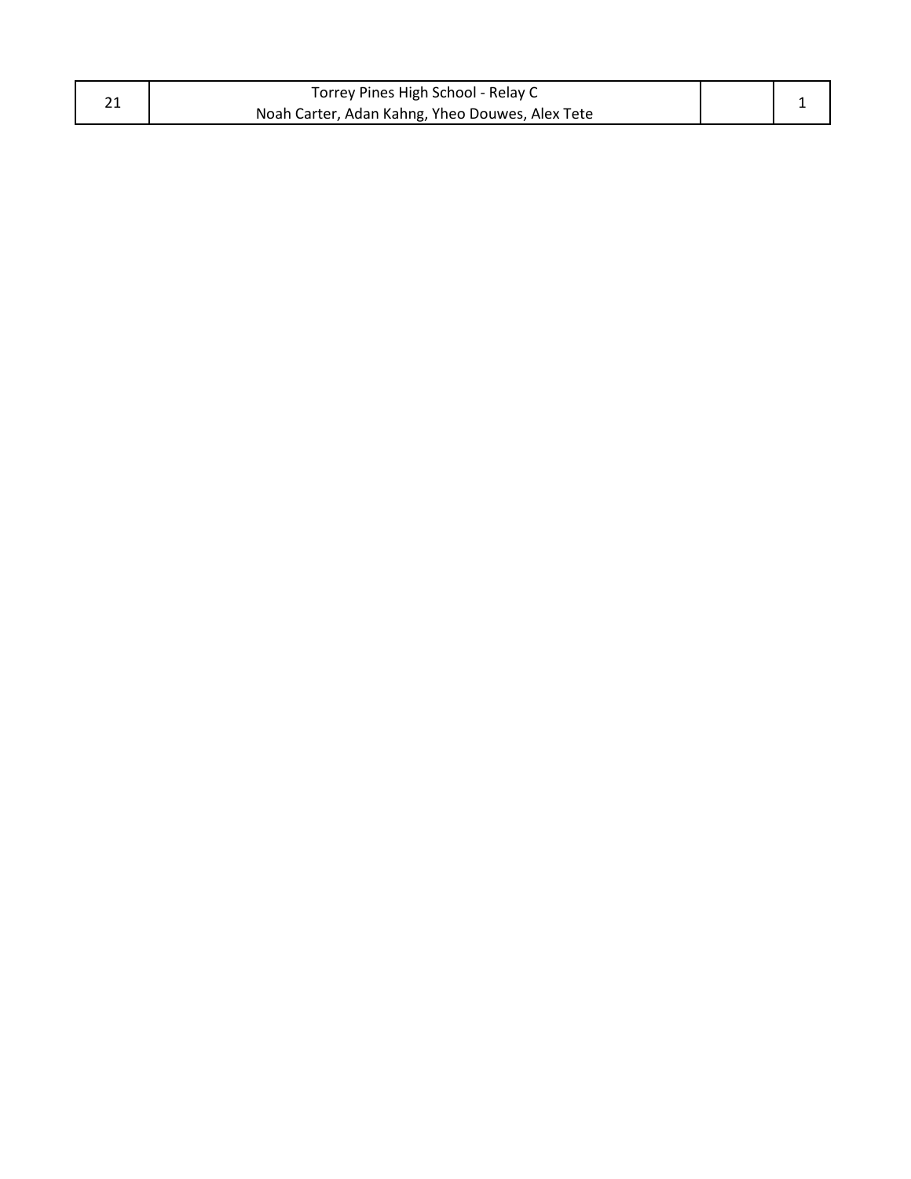| | | | |
|---|---|---|---|
| 21 | Torrey Pines High School - Relay C<br>Noah Carter, Adan Kahng, Yheo Douwes, Alex Tete | | 1 |